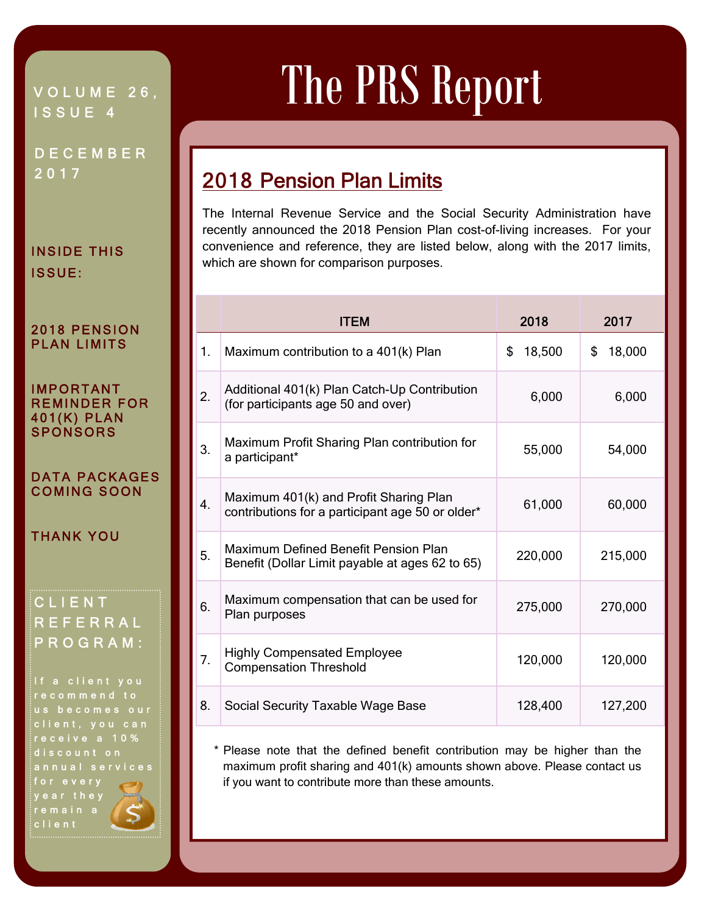# The PRS Report

VOLUME 26, ISSUE 4

DECEMBER 2017

INSIDE THIS ISSUE:

2018 PENSION PLAN LIMITS

IMPORTANT REMINDER FOR 401(K) PLAN SPONSORS

DATA PACKAGES COMING SOON

THANK YOU

CLIENT REFERRAL PROGRAM:

If a client you recommend to us becomes our client, you can receive a 10% discount on annual services for every year they remain a client

## 2018 Pension Plan Limits

The Internal Revenue Service and the Social Security Administration have recently announced the 2018 Pension Plan cost-of-living increases. For your convenience and reference, they are listed below, along with the 2017 limits, which are shown for comparison purposes.

| | ITEM | 2018 | 2017 |
|---|---|---|---|
| 1. | Maximum contribution to a 401(k) Plan | $ 18,500 | $ 18,000 |
| 2. | Additional 401(k) Plan Catch-Up Contribution (for participants age 50 and over) | 6,000 | 6,000 |
| 3. | Maximum Profit Sharing Plan contribution for a participant* | 55,000 | 54,000 |
| 4. | Maximum 401(k) and Profit Sharing Plan contributions for a participant age 50 or older* | 61,000 | 60,000 |
| 5. | Maximum Defined Benefit Pension Plan Benefit (Dollar Limit payable at ages 62 to 65) | 220,000 | 215,000 |
| 6. | Maximum compensation that can be used for Plan purposes | 275,000 | 270,000 |
| 7. | Highly Compensated Employee Compensation Threshold | 120,000 | 120,000 |
| 8. | Social Security Taxable Wage Base | 128,400 | 127,200 |

* Please note that the defined benefit contribution may be higher than the maximum profit sharing and 401(k) amounts shown above. Please contact us if you want to contribute more than these amounts.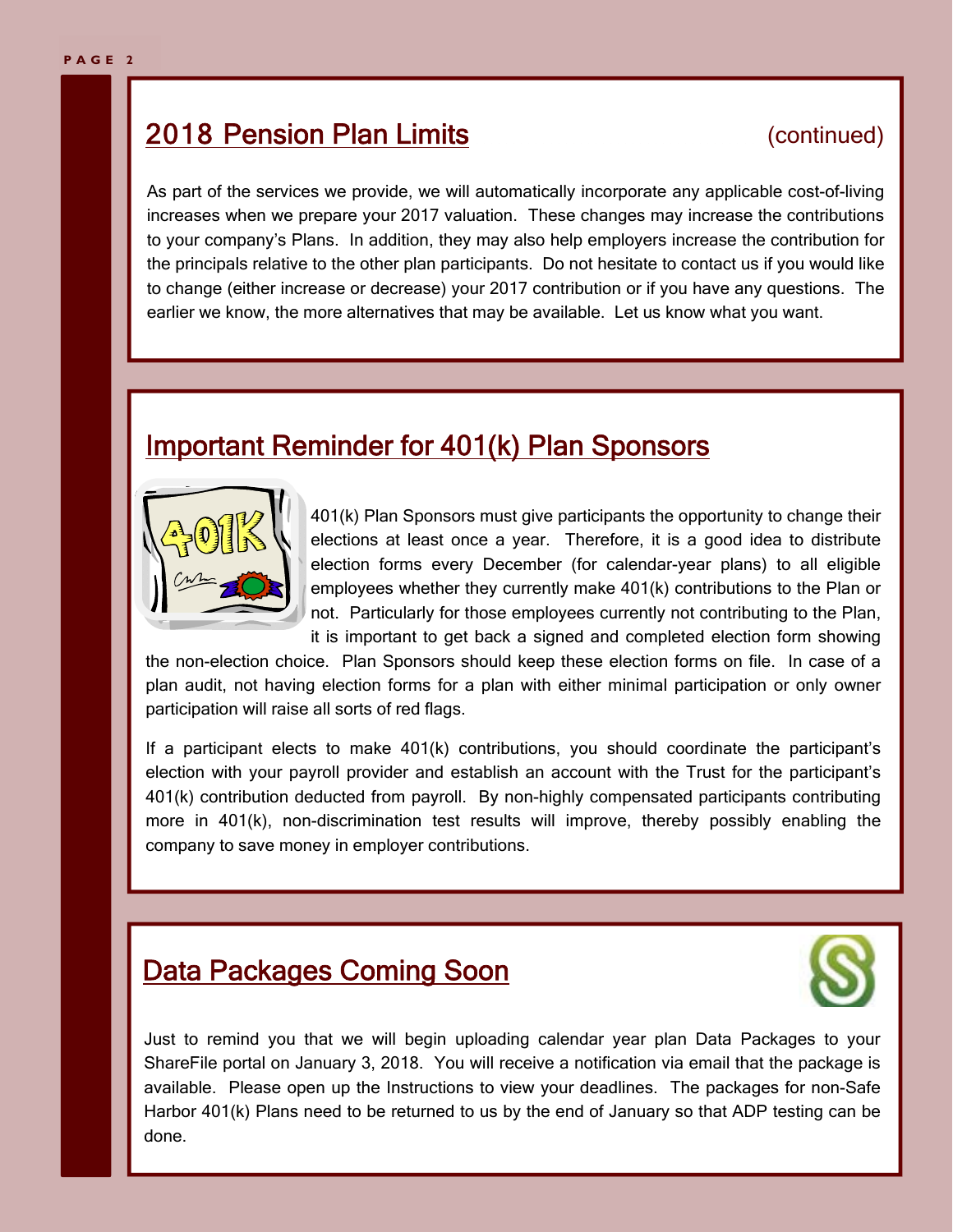## 2018 Pension Plan Limits (continued)

As part of the services we provide, we will automatically incorporate any applicable cost-of-living increases when we prepare your 2017 valuation. These changes may increase the contributions to your company's Plans. In addition, they may also help employers increase the contribution for the principals relative to the other plan participants. Do not hesitate to contact us if you would like to change (either increase or decrease) your 2017 contribution or if you have any questions. The earlier we know, the more alternatives that may be available. Let us know what you want.

## Important Reminder for 401(k) Plan Sponsors

401(k) Plan Sponsors must give participants the opportunity to change their elections at least once a year. Therefore, it is a good idea to distribute election forms every December (for calendar-year plans) to all eligible employees whether they currently make 401(k) contributions to the Plan or not. Particularly for those employees currently not contributing to the Plan, it is important to get back a signed and completed election form showing the non-election choice. Plan Sponsors should keep these election forms on file. In case of a plan audit, not having election forms for a plan with either minimal participation or only owner participation will raise all sorts of red flags.

If a participant elects to make 401(k) contributions, you should coordinate the participant's election with your payroll provider and establish an account with the Trust for the participant's 401(k) contribution deducted from payroll. By non-highly compensated participants contributing more in 401(k), non-discrimination test results will improve, thereby possibly enabling the company to save money in employer contributions.

## Data Packages Coming Soon

Just to remind you that we will begin uploading calendar year plan Data Packages to your ShareFile portal on January 3, 2018. You will receive a notification via email that the package is available. Please open up the Instructions to view your deadlines. The packages for non-Safe Harbor 401(k) Plans need to be returned to us by the end of January so that ADP testing can be done.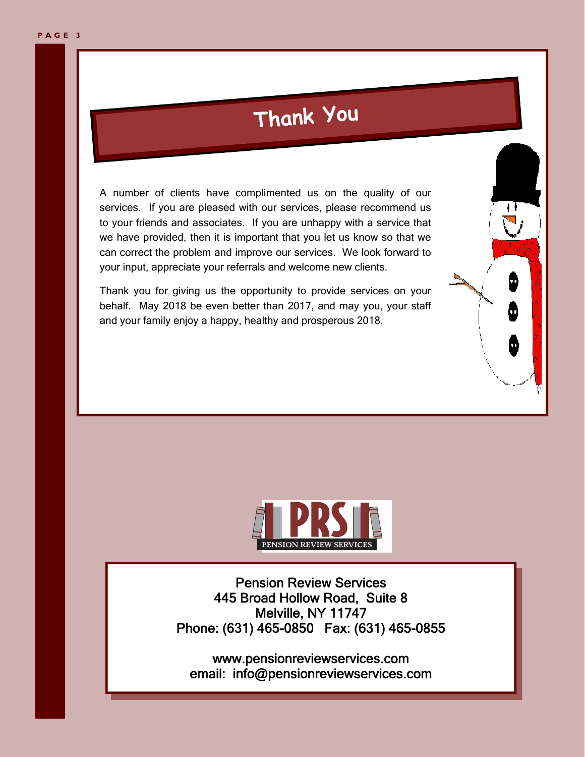# Thank You

A number of clients have complimented us on the quality of our services. If you are pleased with our services, please recommend us to your friends and associates. If you are unhappy with a service that we have provided, then it is important that you let us know so that we can correct the problem and improve our services. We look forward to your input, appreciate your referrals and welcome new clients.

Thank you for giving us the opportunity to provide services on your behalf. May 2018 be even better than 2017, and may you, your staff and your family enjoy a happy, healthy and prosperous 2018.

PRS
PENSION REVIEW SERVICES

Pension Review Services
445 Broad Hollow Road, Suite 8
Melville, NY 11747
Phone: (631) 465-0850 Fax: (631) 465-0855

www.pensionreviewservices.com
email: info@pensionreviewservices.com